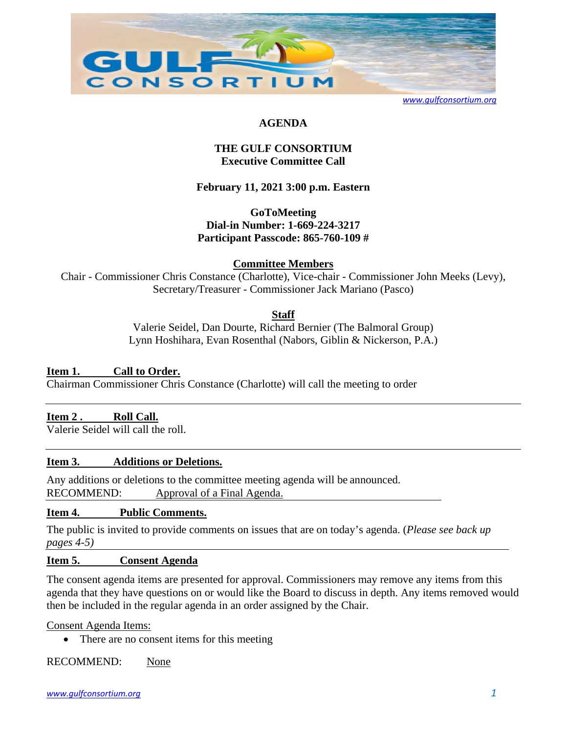# AGENDA

## THE GULF CONSORTIUM
## Executive Committee Call

**February 11, 2021 3:00 p.m. Eastern**

**GoToMeeting**
**Dial-in Number: 1-669-224-3217**
**Participant Passcode: 865-760-109 #**

**Committee Members**

Chair - Commissioner Chris Constance (Charlotte), Vice-chair - Commissioner John Meeks (Levy), Secretary/Treasurer - Commissioner Jack Mariano (Pasco)

**Staff**

Valerie Seidel, Dan Dourte, Richard Bernier (The Balmoral Group)
Lynn Hoshihara, Evan Rosenthal (Nabors, Giblin & Nickerson, P.A.)

**Item 1. Call to Order.**

Chairman Commissioner Chris Constance (Charlotte) will call the meeting to order

---

**Item 2 . Roll Call.**

Valerie Seidel will call the roll.

---

**Item 3. Additions or Deletions.**

Any additions or deletions to the committee meeting agenda will be announced.

RECOMMEND: Approval of a Final Agenda.

**Item 4. Public Comments.**

The public is invited to provide comments on issues that are on today's agenda. (*Please see back up pages 4-5)*

---

**Item 5. Consent Agenda**

The consent agenda items are presented for approval. Commissioners may remove any items from this agenda that they have questions on or would like the Board to discuss in depth. Any items removed would then be included in the regular agenda in an order assigned by the Chair.

Consent Agenda Items:

- There are no consent items for this meeting

RECOMMEND: None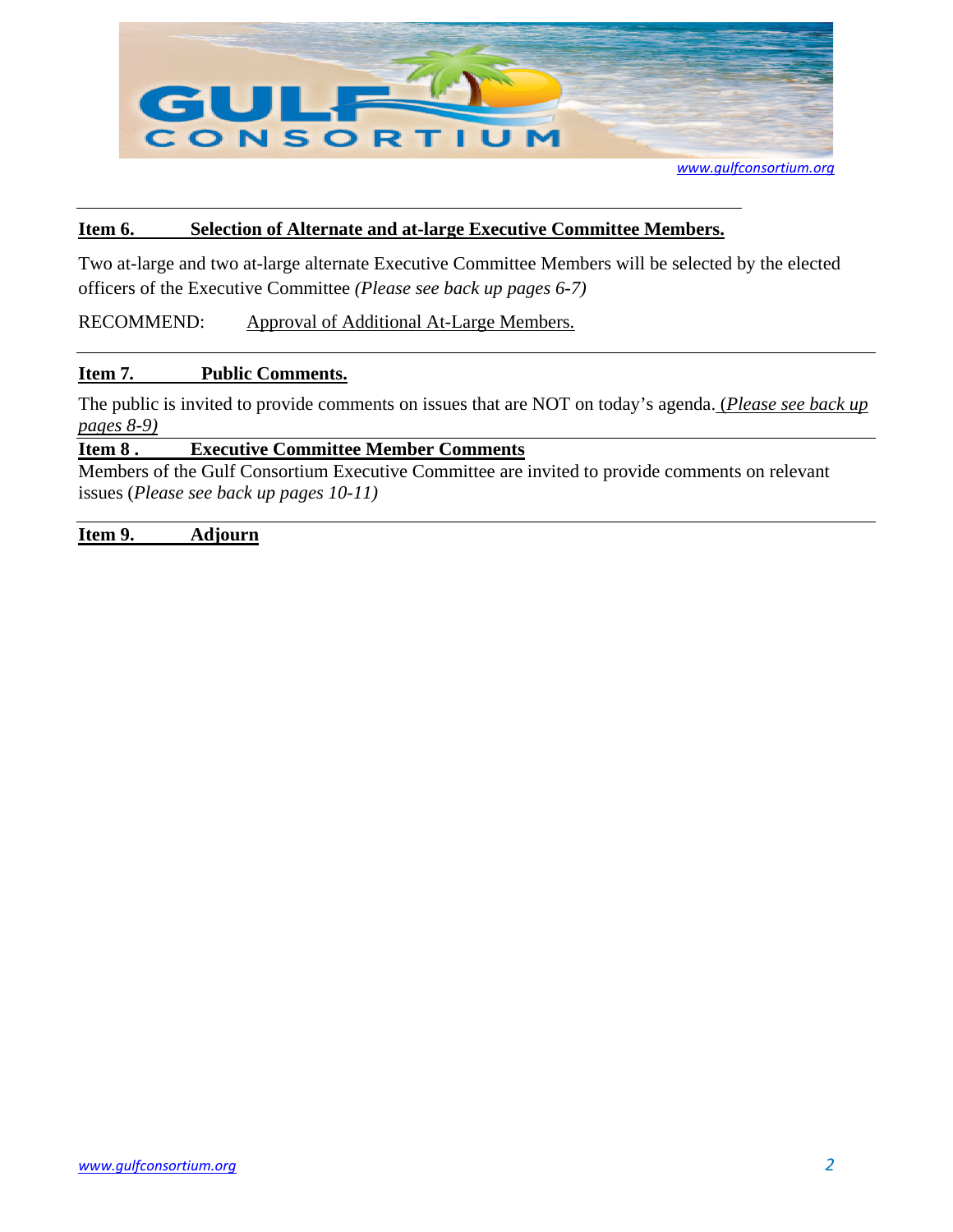**Item 6. Selection of Alternate and at-large Executive Committee Members.**

Two at-large and two at-large alternate Executive Committee Members will be selected by the elected officers of the Executive Committee *(Please see back up pages 6-7)*

RECOMMEND: Approval of Additional At-Large Members.

---

**Item 7. Public Comments.**

The public is invited to provide comments on issues that are NOT on today's agenda. *(Please see back up pages 8-9)*

---

**Item 8 . Executive Committee Member Comments**

Members of the Gulf Consortium Executive Committee are invited to provide comments on relevant issues (*Please see back up pages 10-11)*

---

**Item 9. Adjourn**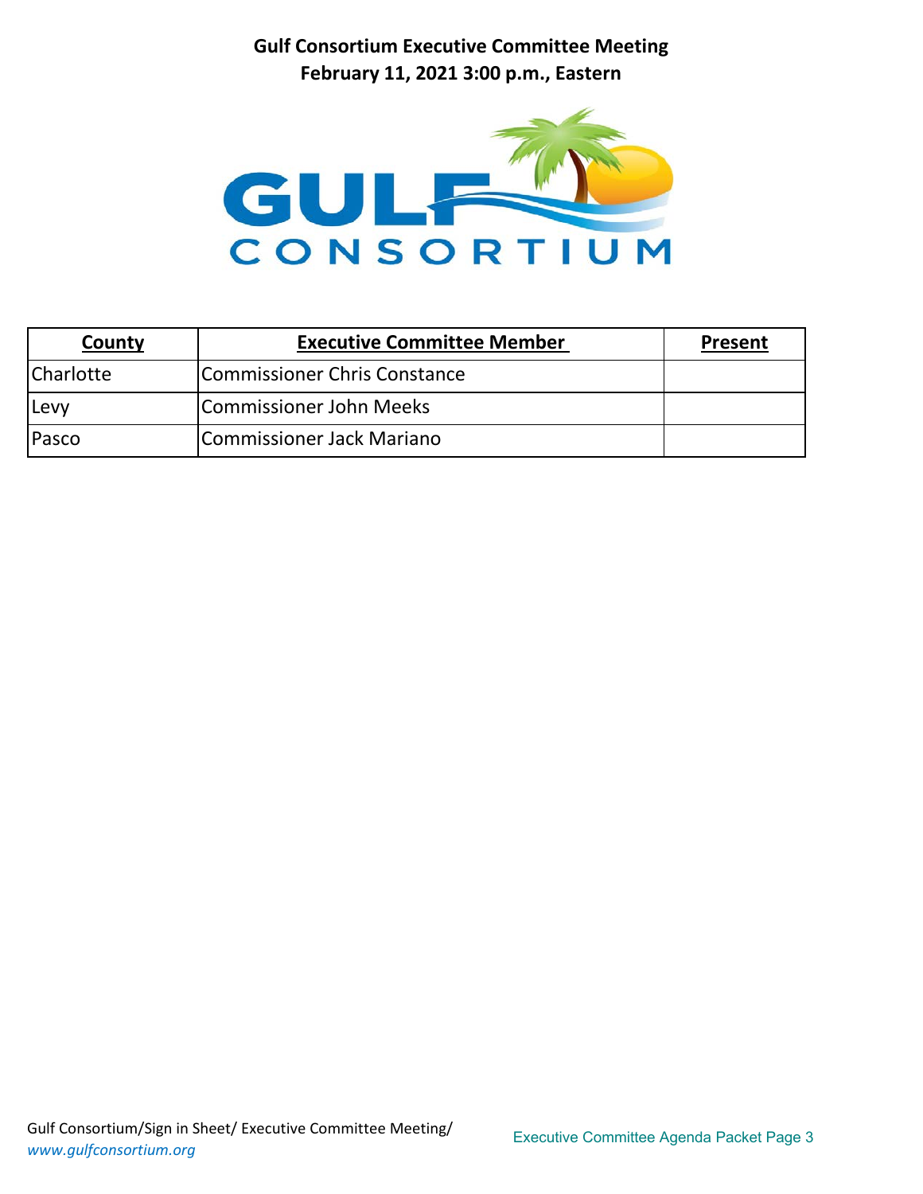# Gulf Consortium Executive Committee Meeting
## February 11, 2021 3:00 p.m., Eastern

GULF CONSORTIUM

| County | Executive Committee Member | Present |
|---|---|---|
| Charlotte | Commissioner Chris Constance | |
| Levy | Commissioner John Meeks | |
| Pasco | Commissioner Jack Mariano | |

Gulf Consortium/Sign in Sheet/ Executive Committee Meeting/
*www.gulfconsortium.org*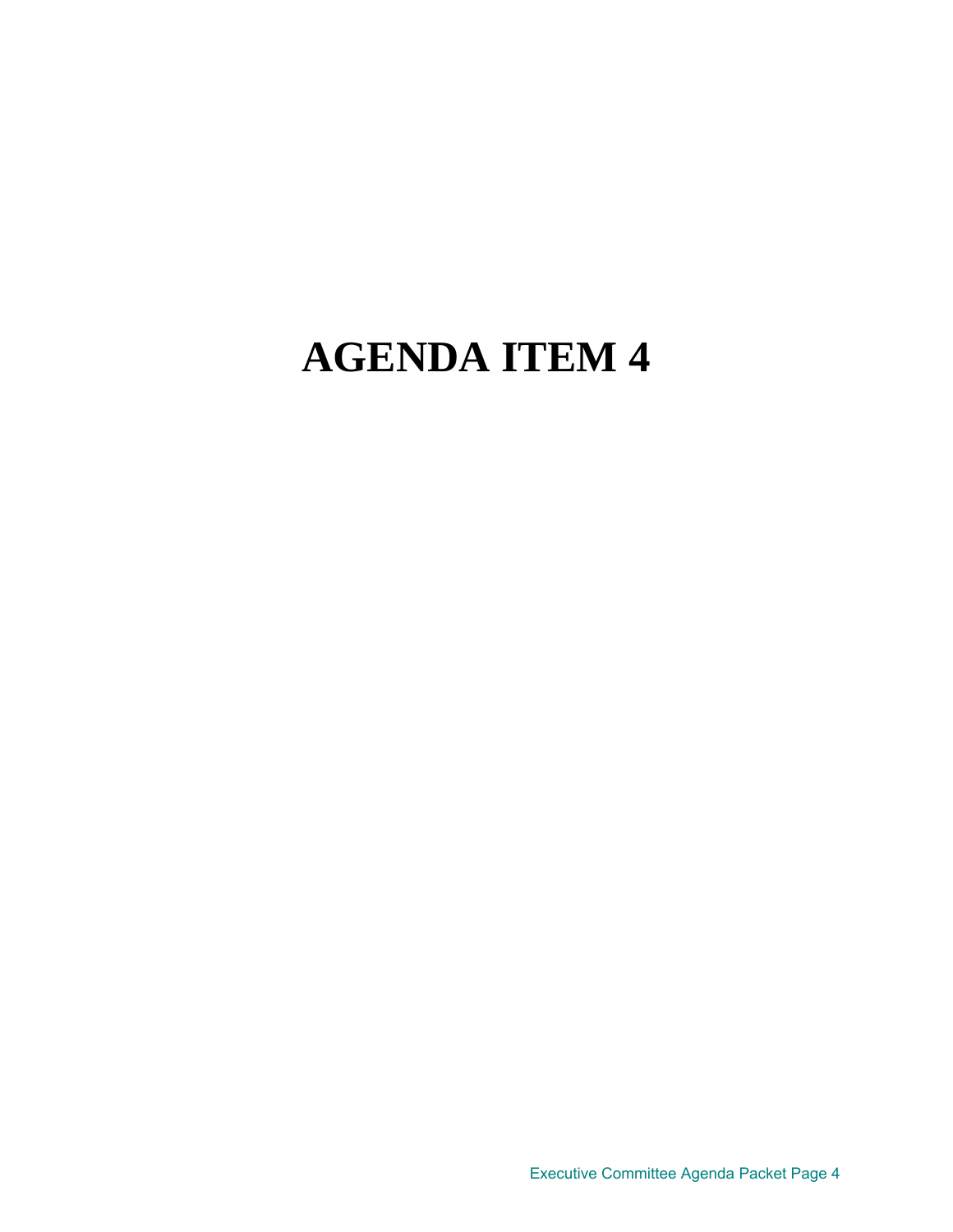# AGENDA ITEM 4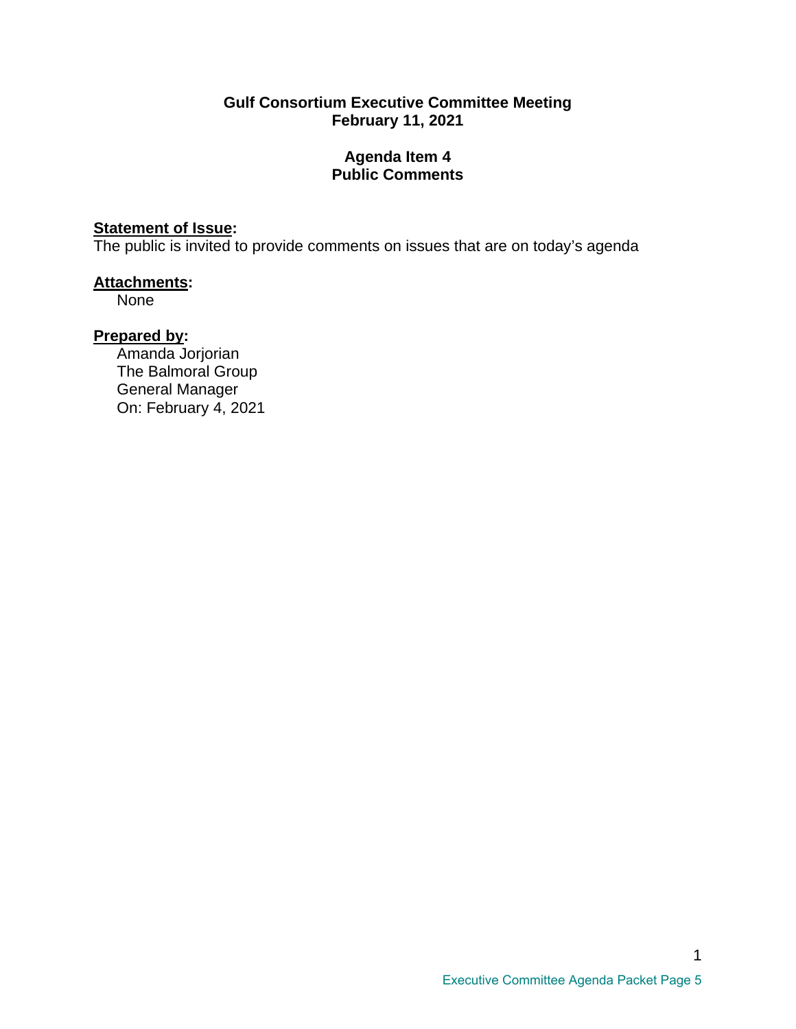**Gulf Consortium Executive Committee Meeting**
**February 11, 2021**

**Agenda Item 4**
**Public Comments**

**Statement of Issue:**
The public is invited to provide comments on issues that are on today's agenda

**Attachments:**
None

**Prepared by:**
Amanda Jorjorian
The Balmoral Group
General Manager
On: February 4, 2021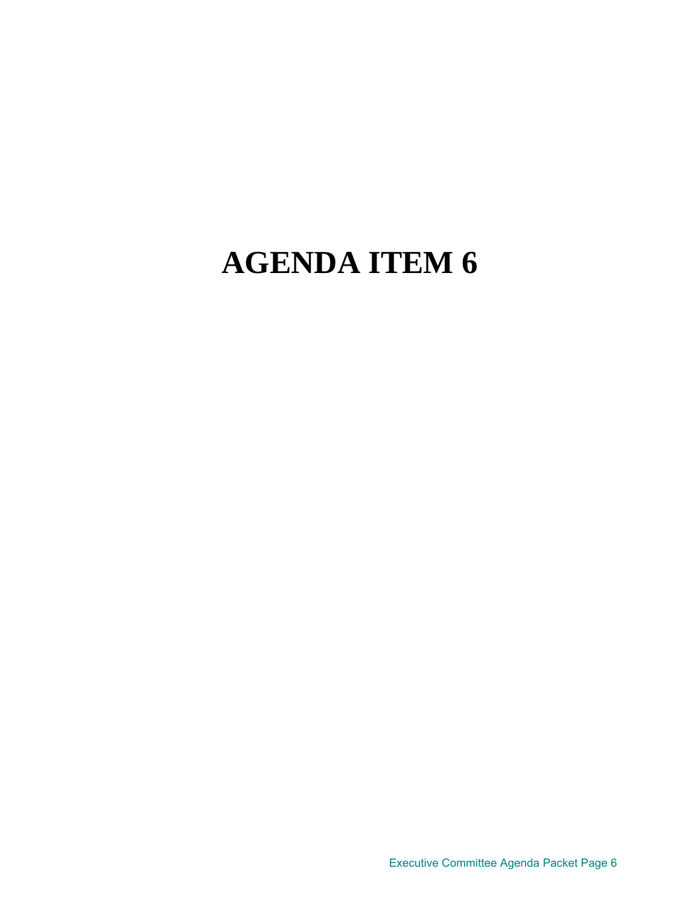# AGENDA ITEM 6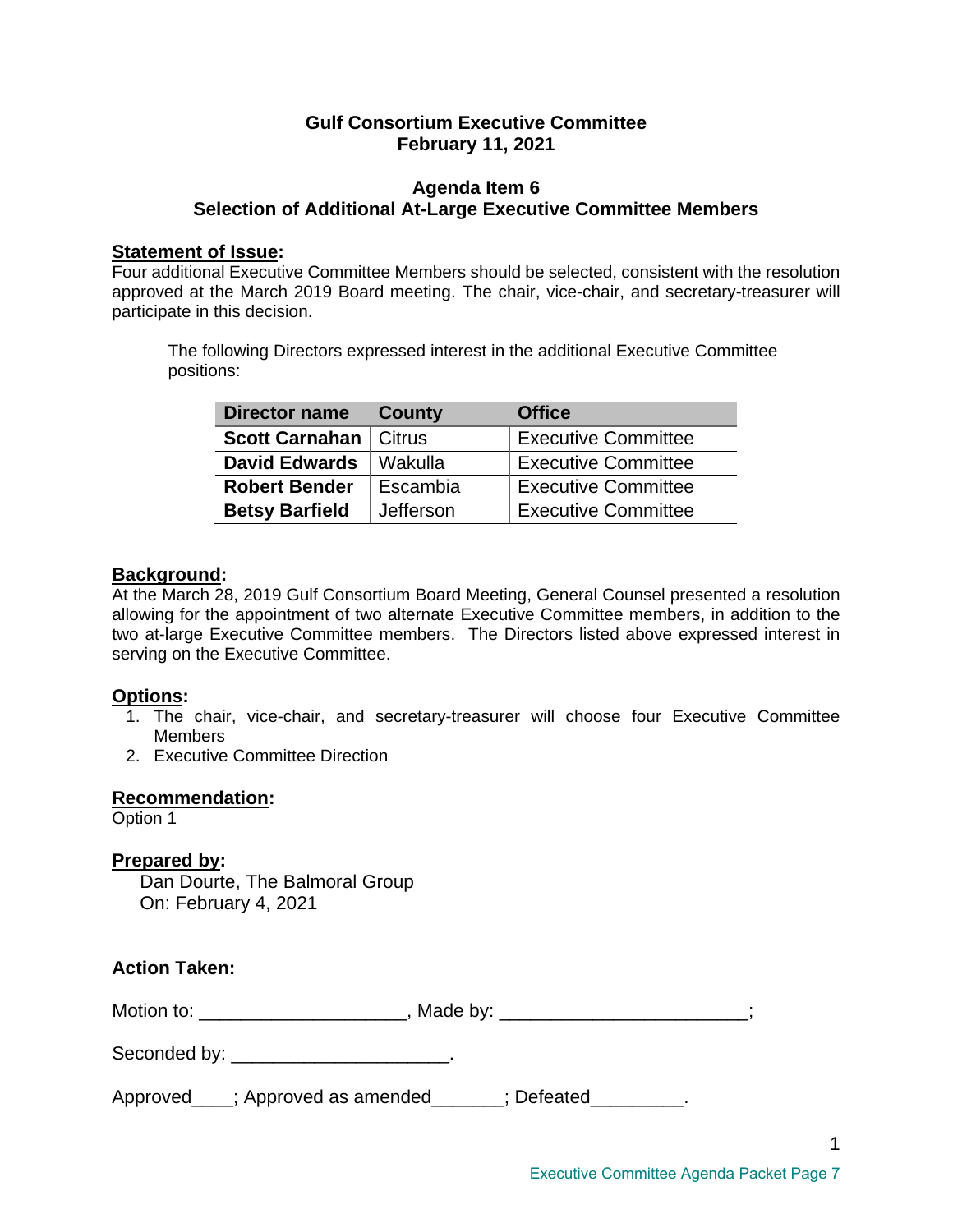# Gulf Consortium Executive Committee
## February 11, 2021

## Agenda Item 6
## Selection of Additional At-Large Executive Committee Members

**Statement of Issue:**
Four additional Executive Committee Members should be selected, consistent with the resolution approved at the March 2019 Board meeting. The chair, vice-chair, and secretary-treasurer will participate in this decision.

The following Directors expressed interest in the additional Executive Committee positions:

| Director name | County | Office |
|---|---|---|
| **Scott Carnahan** | Citrus | Executive Committee |
| **David Edwards** | Wakulla | Executive Committee |
| **Robert Bender** | Escambia | Executive Committee |
| **Betsy Barfield** | Jefferson | Executive Committee |

**Background:**
At the March 28, 2019 Gulf Consortium Board Meeting, General Counsel presented a resolution allowing for the appointment of two alternate Executive Committee members, in addition to the two at-large Executive Committee members. The Directors listed above expressed interest in serving on the Executive Committee.

**Options:**
1. The chair, vice-chair, and secretary-treasurer will choose four Executive Committee Members
2. Executive Committee Direction

**Recommendation:**
Option 1

**Prepared by:**
Dan Dourte, The Balmoral Group
On: February 4, 2021

**Action Taken:**

Motion to: ____________________, Made by: ________________________;

Seconded by: _____________________.

Approved____; Approved as amended_______; Defeated_________.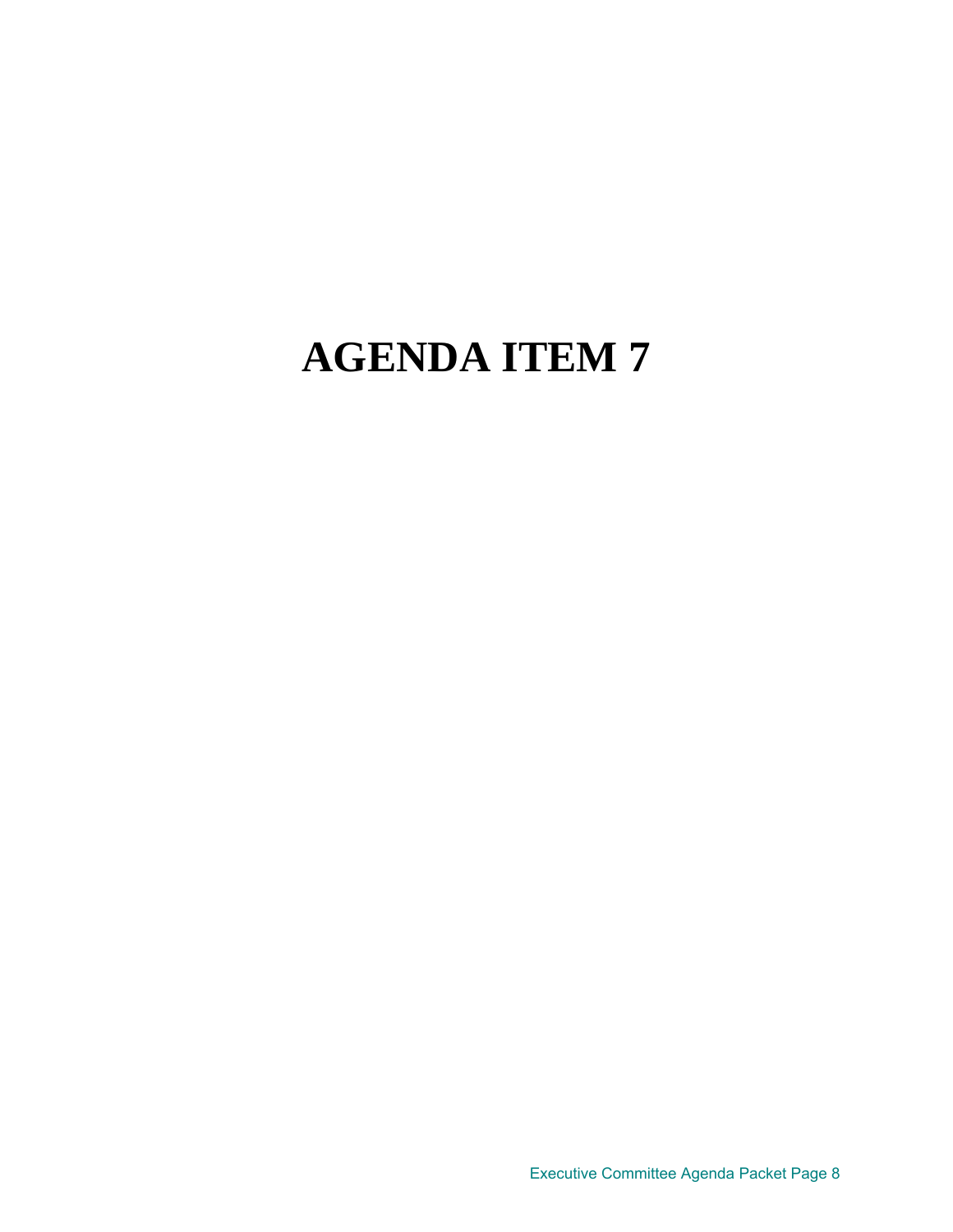# AGENDA ITEM 7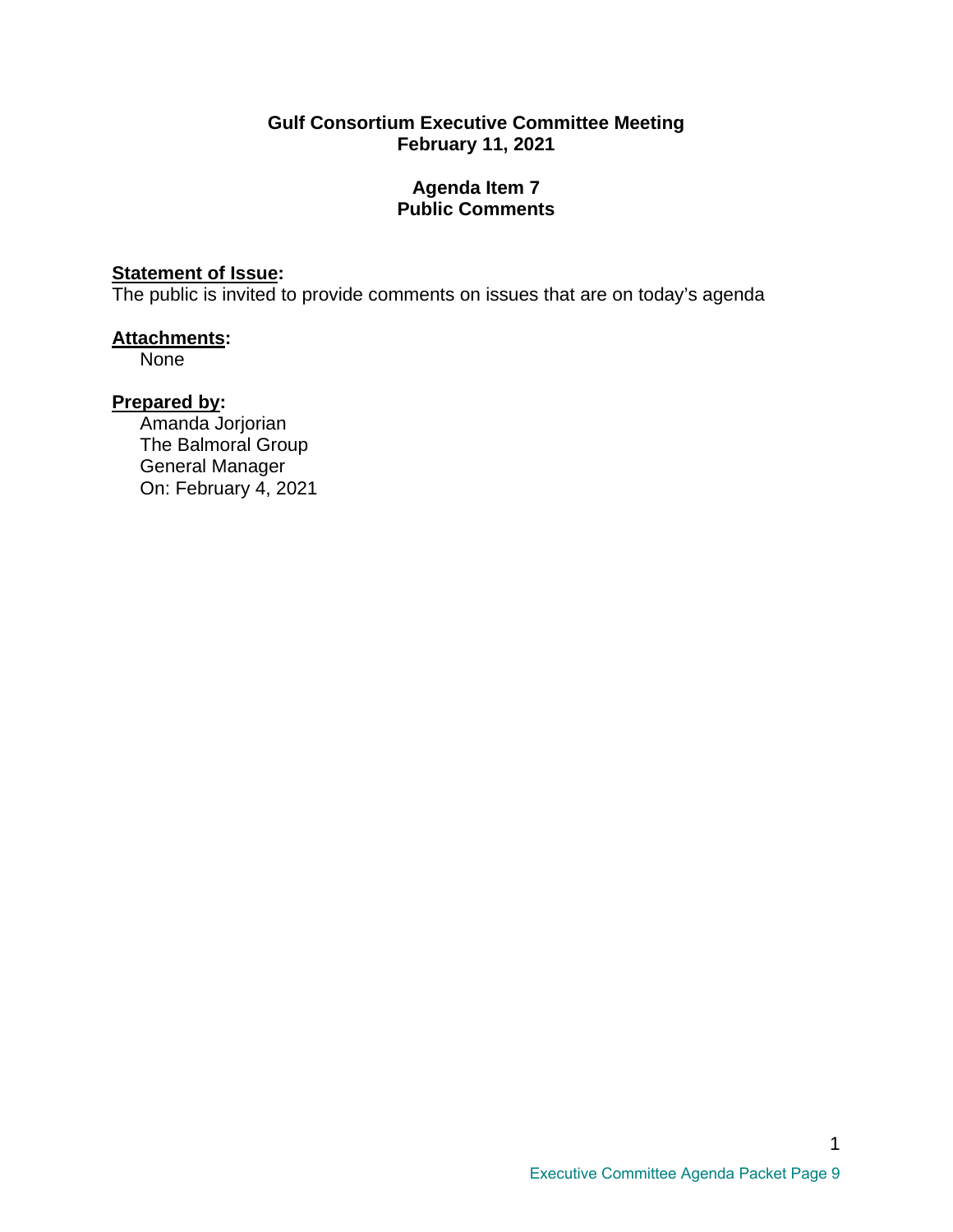**Gulf Consortium Executive Committee Meeting**
**February 11, 2021**

**Agenda Item 7**
**Public Comments**

**Statement of Issue:**
The public is invited to provide comments on issues that are on today's agenda

**Attachments:**
None

**Prepared by:**
Amanda Jorjorian
The Balmoral Group
General Manager
On: February 4, 2021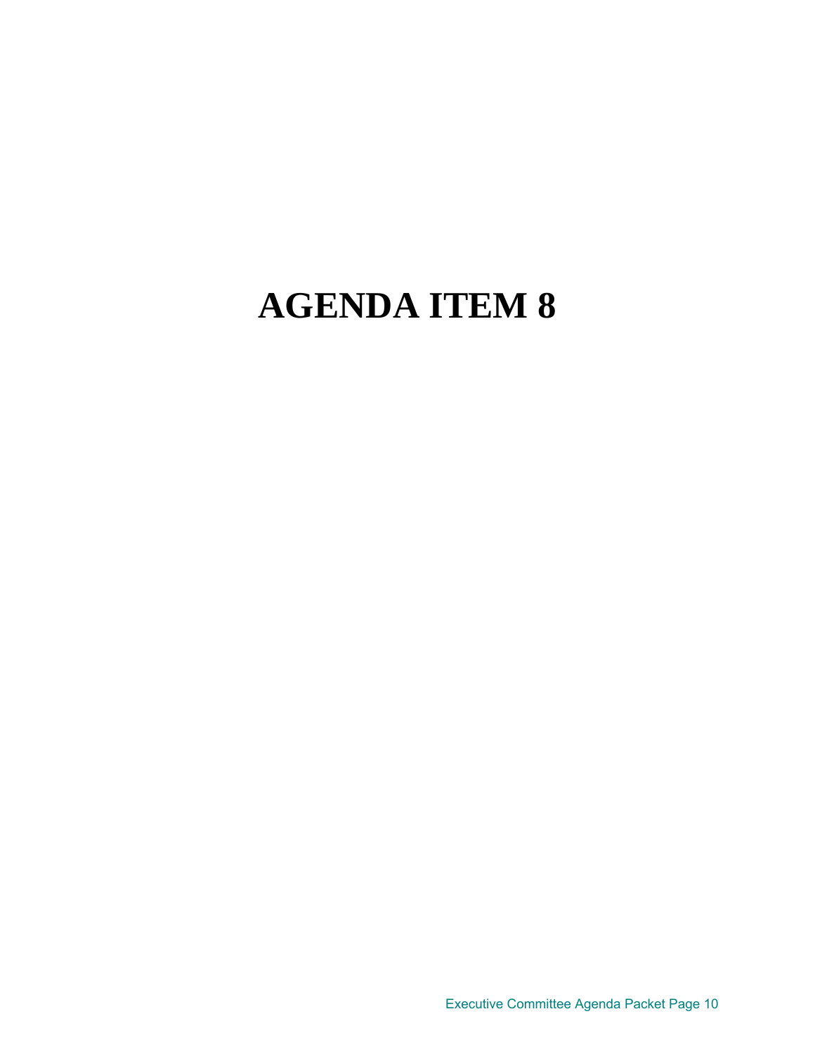# AGENDA ITEM 8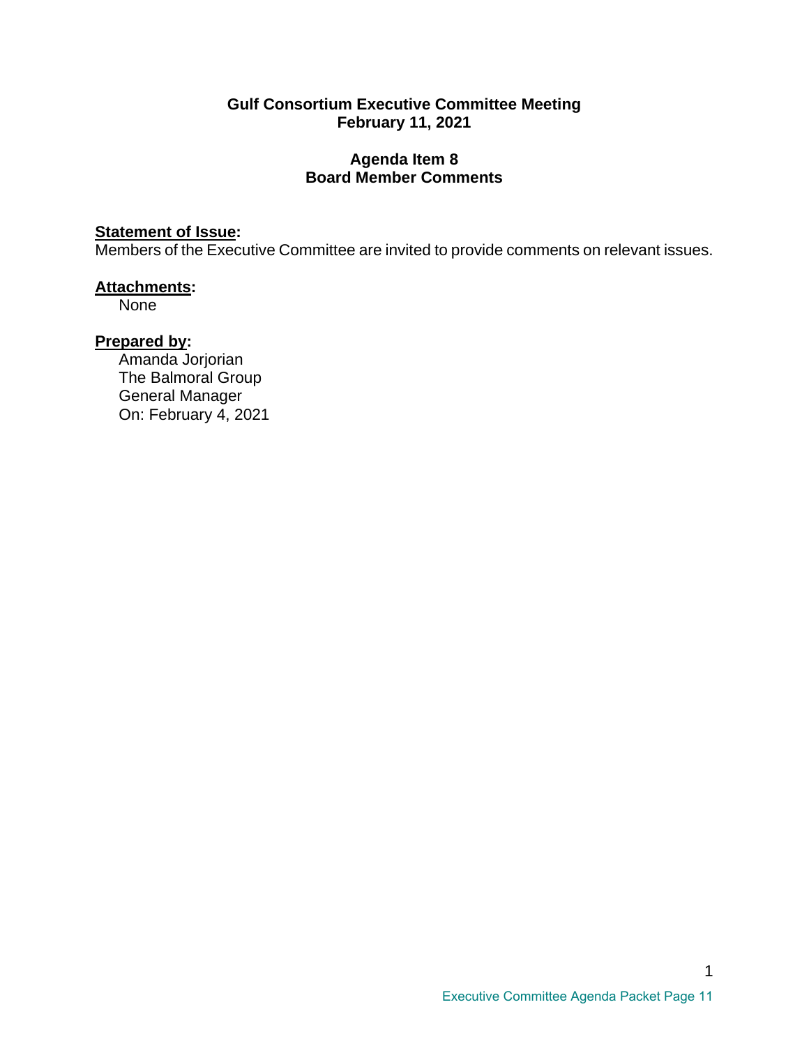**Gulf Consortium Executive Committee Meeting**
**February 11, 2021**

**Agenda Item 8**
**Board Member Comments**

**Statement of Issue:**
Members of the Executive Committee are invited to provide comments on relevant issues.

**Attachments:**
None

**Prepared by:**
Amanda Jorjorian
The Balmoral Group
General Manager
On: February 4, 2021